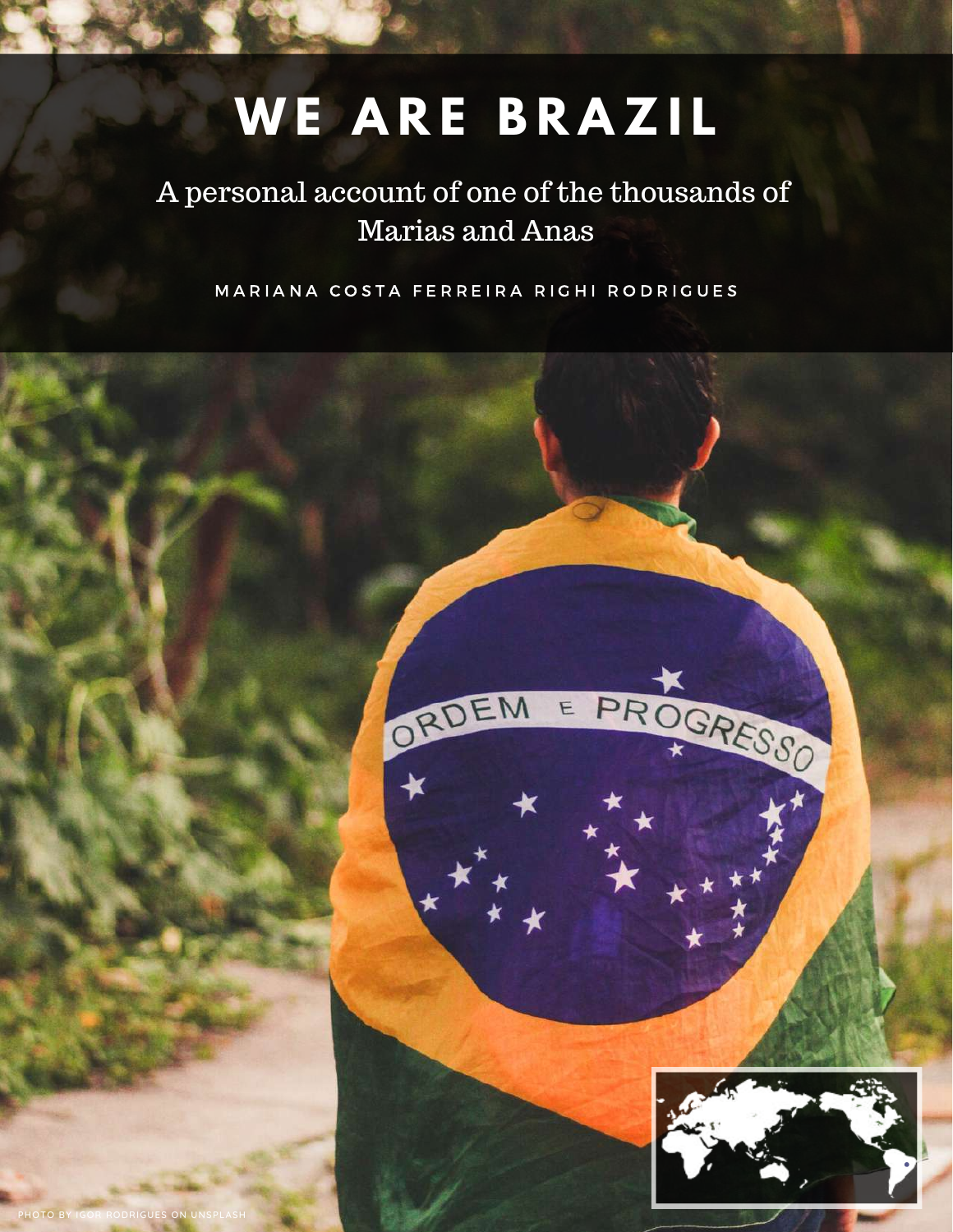# WE ARE BRAZIL

A personal account of one of the thousands of Marias and Anas

MARIANA COSTA FERREIRA RIGHI RODRIGUES

PHOTO BY IGOR RODRIGUES ON UNSPLASH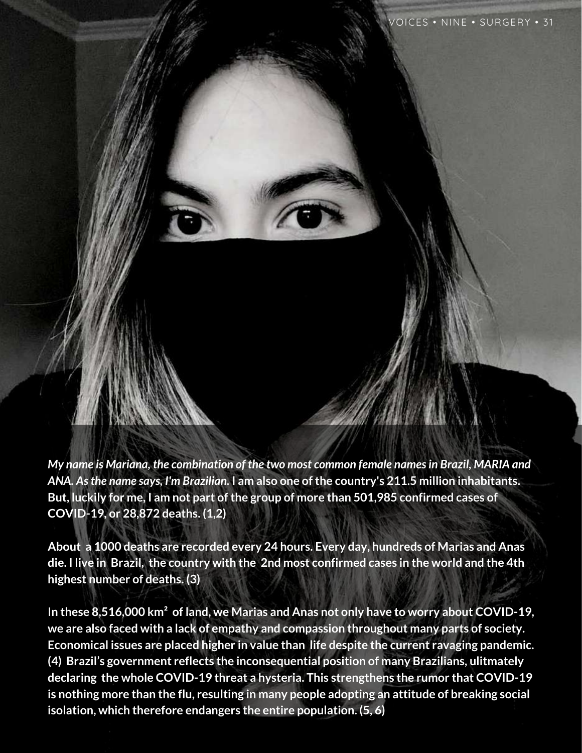*My name is Mariana, the combination of the two most common female names in Brazil, MARIA and ANA. As the name says, I'm Brazilian*. **I am also one of the country's 211.5 million inhabitants. But, luckily for me, I am not part of the group of more than 501,985 confirmed cases of COVID-19, or 28,872 deaths. (1,2)**

**About a 1000 deaths are recorded every 24 hours. Every day, hundreds of Marias and Anas die. I live in Brazil, the country with the 2nd most confirmed cases in the world and the 4th highest number of deaths. (3)**

**In these 8,516,000 km² of land, we Marias and Anas not only have to worry about COVID-19, we are also faced with a lack of empathy and compassion throughout many parts of society. Economical issues are placed higher in value than life despite the current ravaging pandemic. (4) Brazil's government reflects the inconsequential position of many Brazilians, ulitmately declaring the whole COVID-19 threat a hysteria. This strengthens the rumor that COVID-19 is nothing more than the flu, resulting in many people adopting an attitude of breaking social isolation, which therefore endangers the entire population. (5, 6)**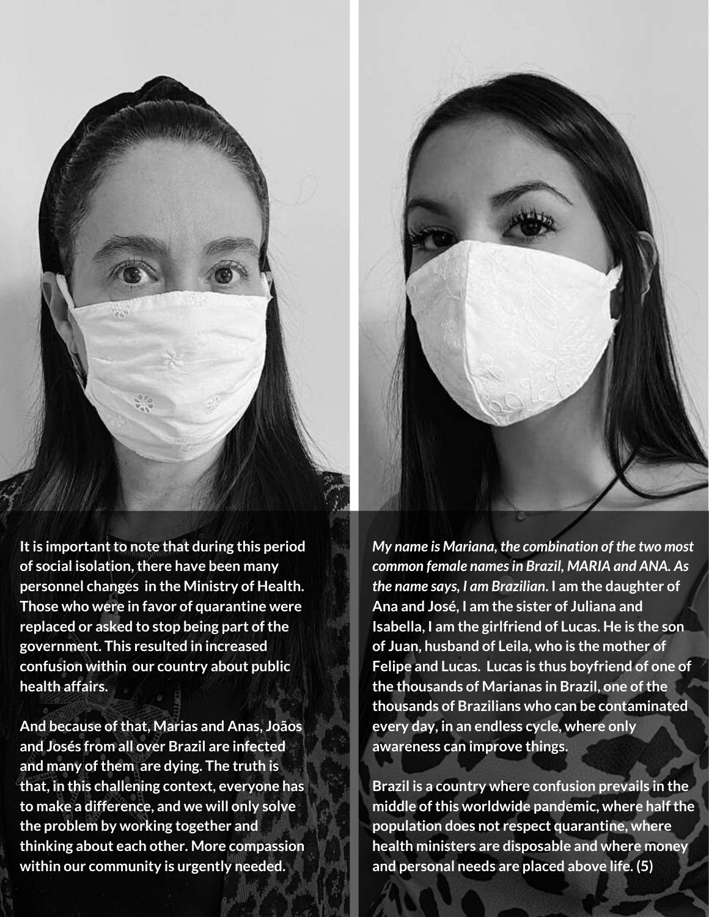It is important to note that during this period of social isolation, there have been many personnel changes in the Ministry of Health. Those who were in favor of quarantine were replaced or asked to stop being part of the government. This resulted in increased confusion within our country about public health affairs.

And because of that, Marias and Anas, Joãos and Josés from all over Brazil are infected and many of them are dying. The truth is that, in this challenging context, everyone has to make a difference, and we will only solve the problem by working together and thinking about each other. More compassion within our community is urgently needed.

*My name is Mariana, the combination of the two most common female names in Brazil, MARIA and ANA. As the name says, I am Brazilian*. I am the daughter of Ana and José, I am the sister of Juliana and Isabella, I am the girlfriend of Lucas. He is the son of Juan, husband of Leila, who is the mother of Felipe and Lucas. Lucas is thus boyfriend of one of the thousands of Marianas in Brazil, one of the thousands of Brazilians who can be contaminated every day, in an endless cycle, where only awareness can improve things.

Brazil is a country where confusion prevails in the middle of this worldwide pandemic, where half the population does not respect quarantine, where health ministers are disposable and where money and personal needs are placed above life. (5)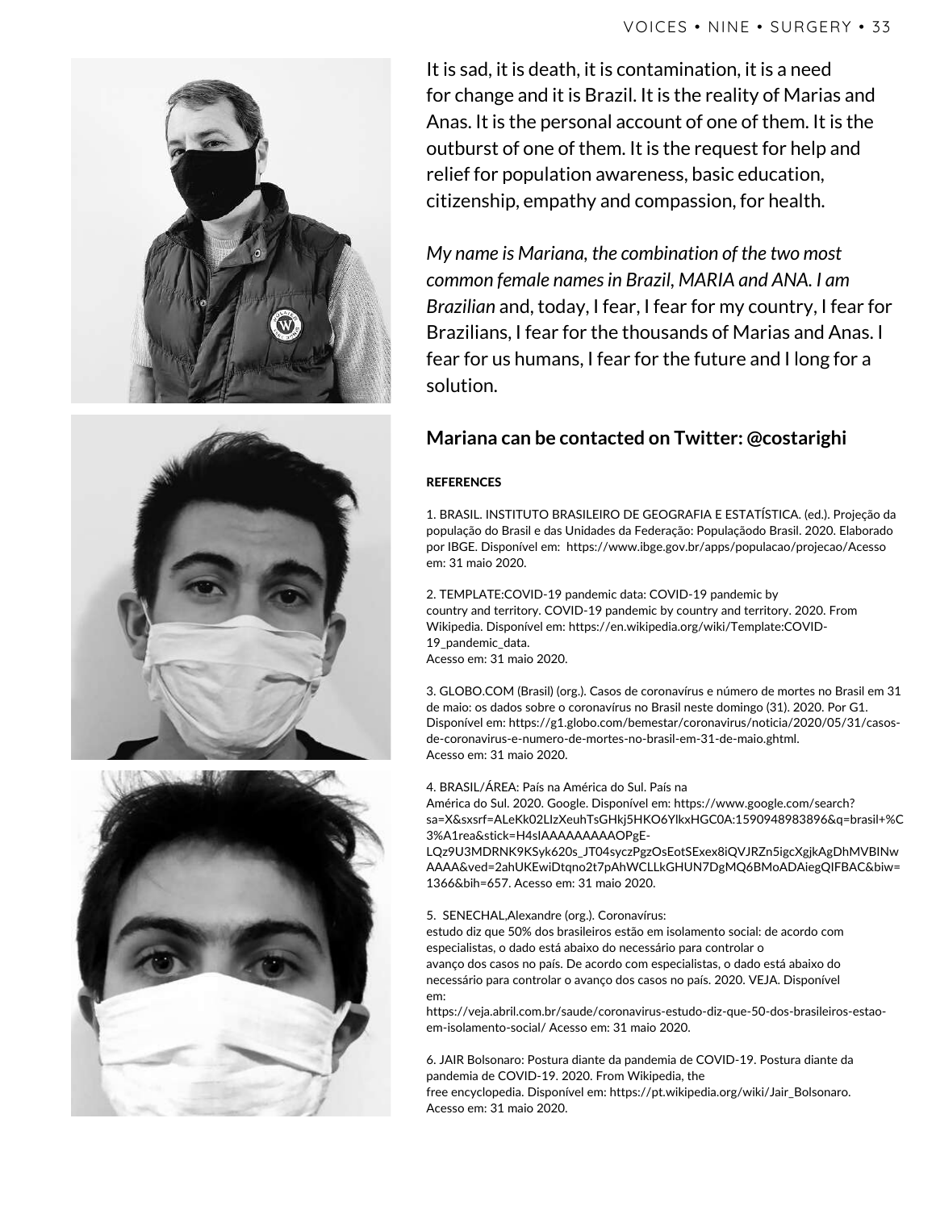It is sad, it is death, it is contamination, it is a need for change and it is Brazil. It is the reality of Marias and Anas. It is the personal account of one of them. It is the outburst of one of them. It is the request for help and relief for population awareness, basic education, citizenship, empathy and compassion, for health.

*My name is Mariana, the combination of the two most common female names in Brazil, MARIA and ANA. I am Brazilian* and, today, I fear, I fear for my country, I fear for Brazilians, I fear for the thousands of Marias and Anas. I fear for us humans, I fear for the future and I long for a solution.

**Mariana can be contacted on Twitter: @costarighi**

**REFERENCES**

1. BRASIL. INSTITUTO BRASILEIRO DE GEOGRAFIA E ESTATÍSTICA. (ed.). Projeção da população do Brasil e das Unidades da Federação: Populaçãodo Brasil. 2020. Elaborado por IBGE. Disponível em: https://www.ibge.gov.br/apps/populacao/projecao/Acesso em: 31 maio 2020.

2. TEMPLATE:COVID-19 pandemic data: COVID-19 pandemic by country and territory. COVID-19 pandemic by country and territory. 2020. From Wikipedia. Disponível em: https://en.wikipedia.org/wiki/Template:COVID-19_pandemic_data.
Acesso em: 31 maio 2020.

3. GLOBO.COM (Brasil) (org.). Casos de coronavírus e número de mortes no Brasil em 31 de maio: os dados sobre o coronavírus no Brasil neste domingo (31). 2020. Por G1. Disponível em: https://g1.globo.com/bemestar/coronavirus/noticia/2020/05/31/casos-de-coronavirus-e-numero-de-mortes-no-brasil-em-31-de-maio.ghtml.
Acesso em: 31 maio 2020.

4. BRASIL/ÁREA: País na América do Sul. País na América do Sul. 2020. Google. Disponível em: https://www.google.com/search?sa=X&sxsrf=ALeKk02LIzXeuhTsGHkj5HKO6YlkxHGC0A:1590948983896&q=brasil+%C3%A1rea&stick=H4sIAAAAAAAAAOPgE-LQz9U3MDRNK9KSyk620s_JT04syczPgzOsEotSExex8iQVJRZn5igcXgjkAgDhMVBINwAAAA&ved=2ahUKEwiDtqno2t7pAhWCLLkGHUN7DgMQ6BMoADAiegQIFBAC&biw=1366&bih=657. Acesso em: 31 maio 2020.

5. SENECHAL,Alexandre (org.). Coronavírus: estudo diz que 50% dos brasileiros estão em isolamento social: de acordo com especialistas, o dado está abaixo do necessário para controlar o avanço dos casos no país. De acordo com especialistas, o dado está abaixo do necessário para controlar o avanço dos casos no país. 2020. VEJA. Disponível em:
https://veja.abril.com.br/saude/coronavirus-estudo-diz-que-50-dos-brasileiros-estao-em-isolamento-social/ Acesso em: 31 maio 2020.

6. JAIR Bolsonaro: Postura diante da pandemia de COVID-19. Postura diante da pandemia de COVID-19. 2020. From Wikipedia, the free encyclopedia. Disponível em: https://pt.wikipedia.org/wiki/Jair_Bolsonaro. Acesso em: 31 maio 2020.